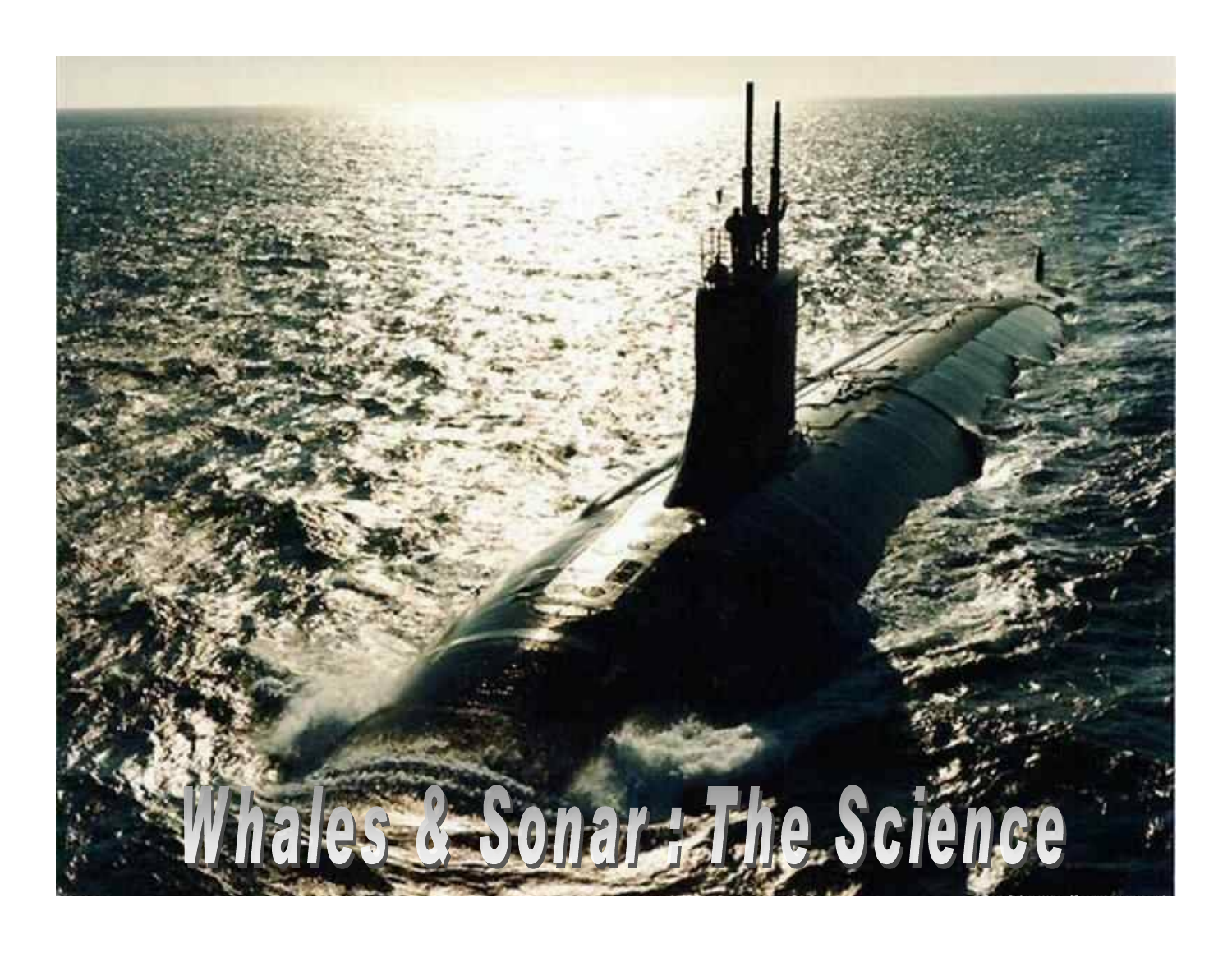# Whales & Sonar : The Science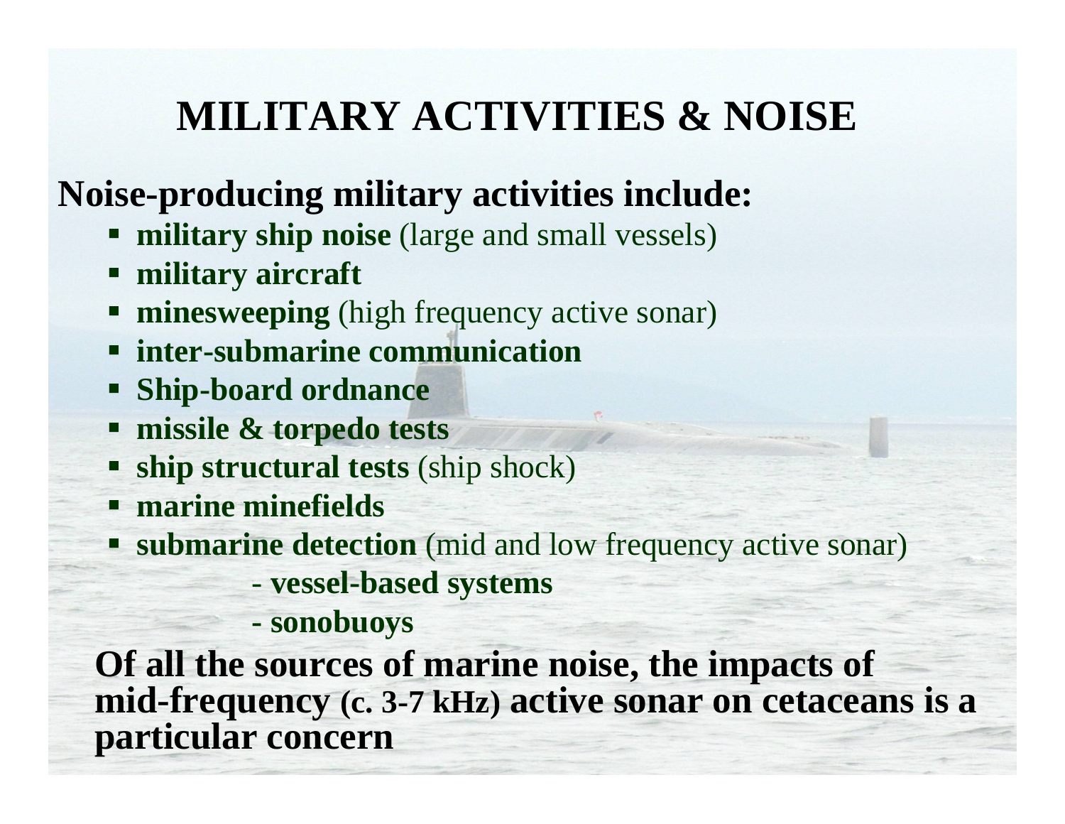# MILITARY ACTIVITIES & NOISE

**Noise-producing military activities include:**

- **military ship noise** (large and small vessels)
- **military aircraft**
- **minesweeping** (high frequency active sonar)
- **inter-submarine communication**
- **Ship-board ordnance**
- **missile & torpedo tests**
- **ship structural tests** (ship shock)
- **marine minefields**
- **submarine detection** (mid and low frequency active sonar)
  - **vessel-based systems**
  - **sonobuoys**

**Of all the sources of marine noise, the impacts of mid-frequency (c. 3-7 kHz) active sonar on cetaceans is a particular concern**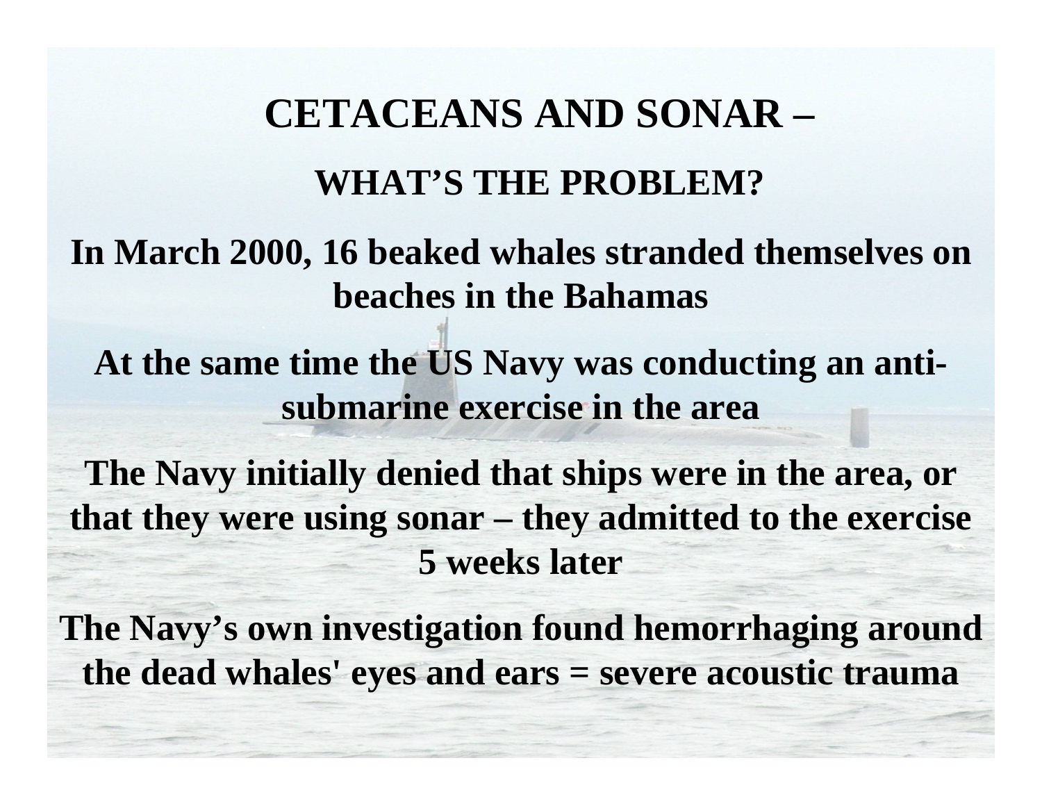# CETACEANS AND SONAR –

## WHAT'S THE PROBLEM?

**In March 2000, 16 beaked whales stranded themselves on beaches in the Bahamas**

**At the same time the US Navy was conducting an anti-submarine exercise in the area**

**The Navy initially denied that ships were in the area, or that they were using sonar – they admitted to the exercise 5 weeks later**

**The Navy's own investigation found hemorrhaging around the dead whales' eyes and ears = severe acoustic trauma**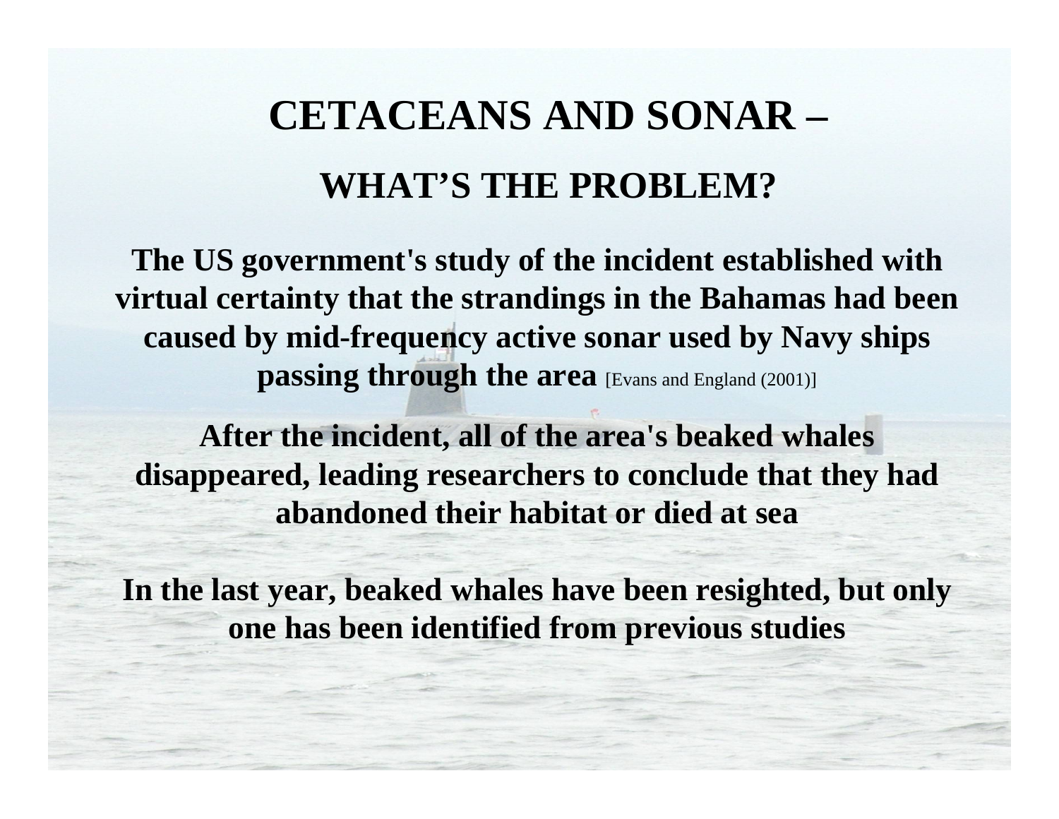# CETACEANS AND SONAR –

## WHAT'S THE PROBLEM?

**The US government's study of the incident established with virtual certainty that the strandings in the Bahamas had been caused by mid-frequency active sonar used by Navy ships passing through the area** [Evans and England (2001)]

**After the incident, all of the area's beaked whales disappeared, leading researchers to conclude that they had abandoned their habitat or died at sea**

**In the last year, beaked whales have been resighted, but only one has been identified from previous studies**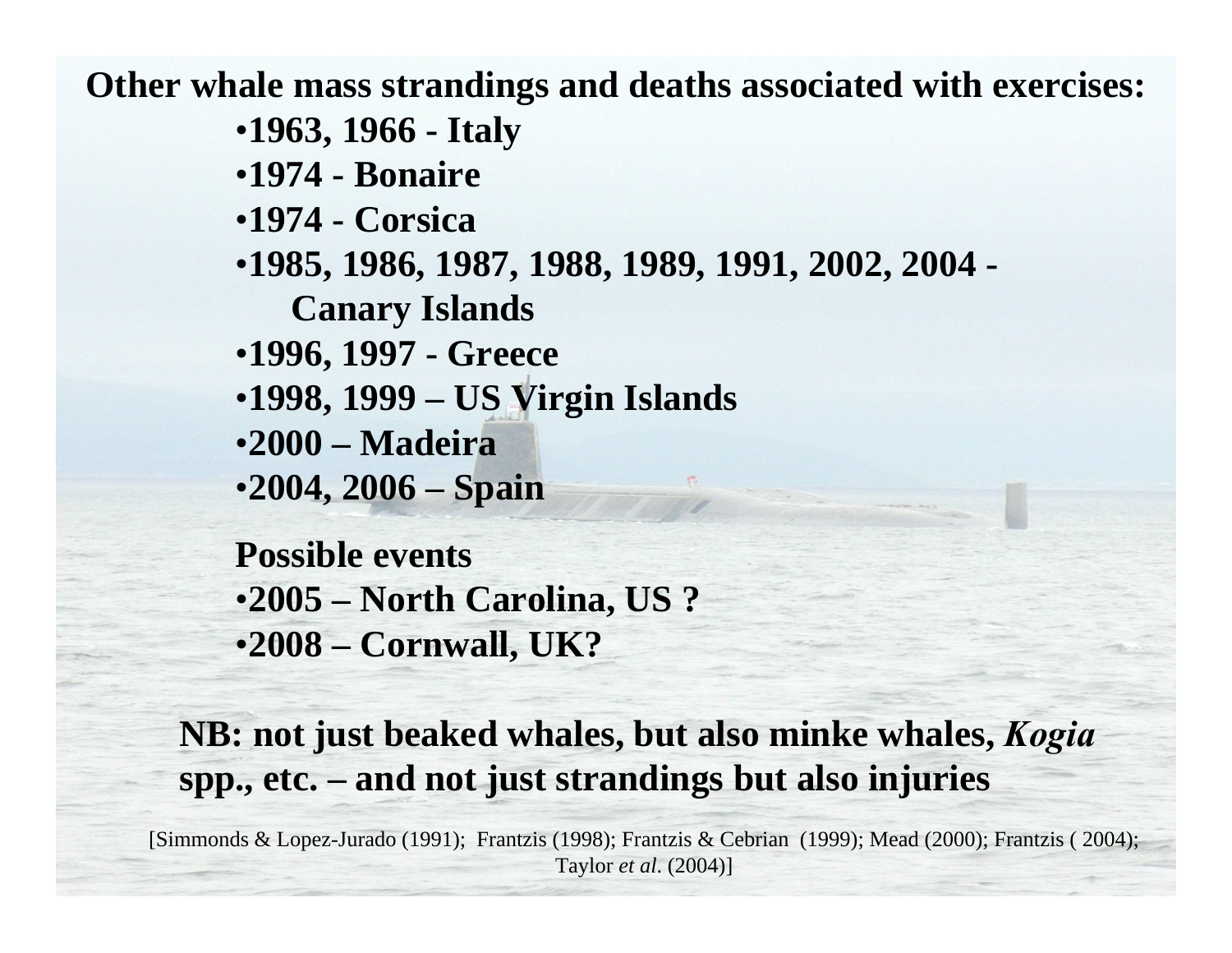**Other whale mass strandings and deaths associated with exercises:**

- **1963, 1966 - Italy**
- **1974 - Bonaire**
- **1974 - Corsica**
- **1985, 1986, 1987, 1988, 1989, 1991, 2002, 2004 - Canary Islands**
- **1996, 1997 - Greece**
- **1998, 1999 – US Virgin Islands**
- **2000 – Madeira**
- **2004, 2006 – Spain**

**Possible events**

- **2005 – North Carolina, US ?**
- **2008 – Cornwall, UK?**

**NB: not just beaked whales, but also minke whales, *Kogia* spp., etc. – and not just strandings but also injuries**

[Simmonds & Lopez-Jurado (1991); Frantzis (1998); Frantzis & Cebrian (1999); Mead (2000); Frantzis ( 2004); Taylor *et al*. (2004)]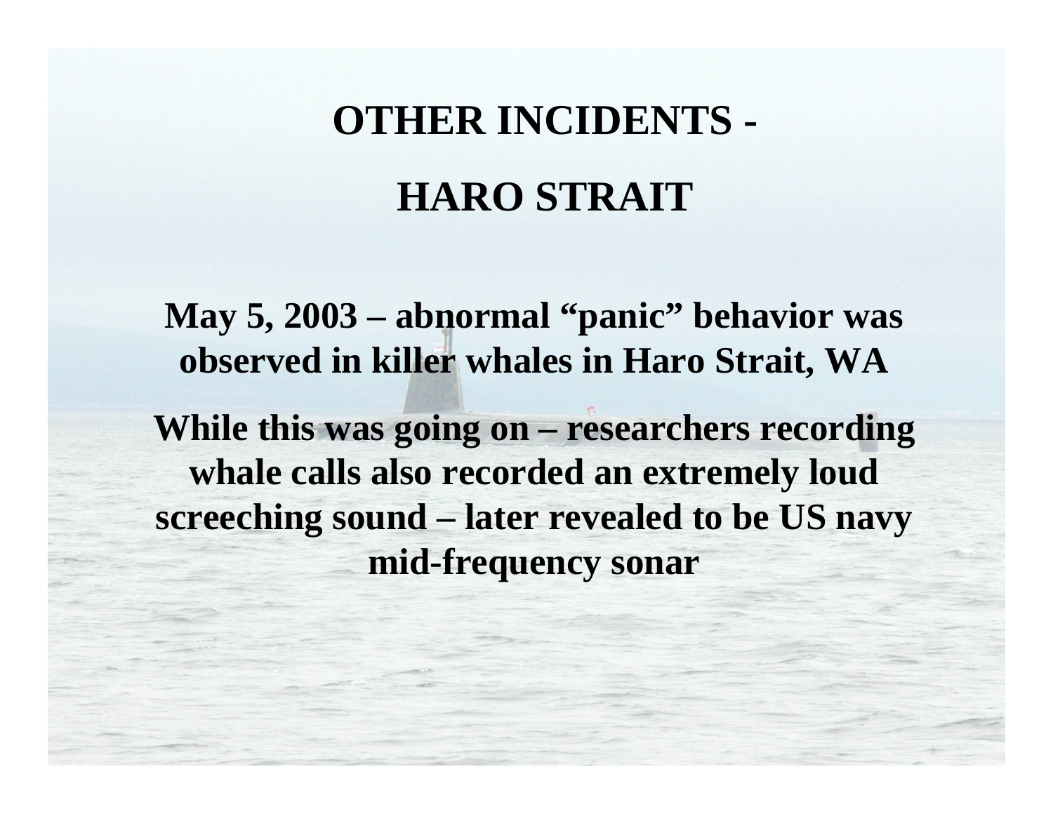# OTHER INCIDENTS -

# HARO STRAIT

**May 5, 2003 – abnormal “panic” behavior was observed in killer whales in Haro Strait, WA**

**While this was going on – researchers recording whale calls also recorded an extremely loud screeching sound – later revealed to be US navy mid-frequency sonar**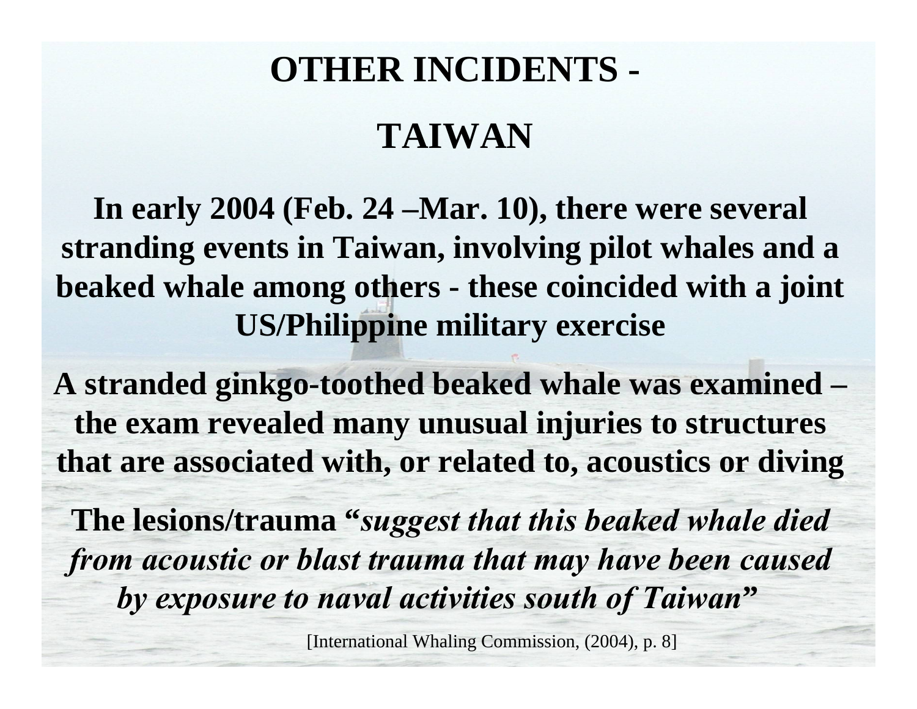# OTHER INCIDENTS -

# TAIWAN

**In early 2004 (Feb. 24 –Mar. 10), there were several stranding events in Taiwan, involving pilot whales and a beaked whale among others - these coincided with a joint US/Philippine military exercise**

**A stranded ginkgo-toothed beaked whale was examined – the exam revealed many unusual injuries to structures that are associated with, or related to, acoustics or diving**

**The lesions/trauma “*suggest that this beaked whale died from acoustic or blast trauma that may have been caused by exposure to naval activities south of Taiwan*”**

[International Whaling Commission, (2004), p. 8]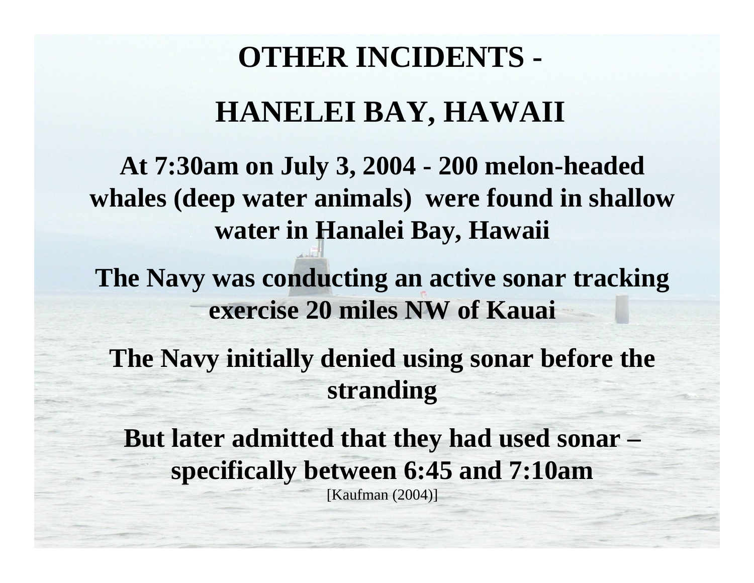# OTHER INCIDENTS -

# HANELEI BAY, HAWAII

**At 7:30am on July 3, 2004 - 200 melon-headed whales (deep water animals) were found in shallow water in Hanalei Bay, Hawaii**

**The Navy was conducting an active sonar tracking exercise 20 miles NW of Kauai**

**The Navy initially denied using sonar before the stranding**

**But later admitted that they had used sonar – specifically between 6:45 and 7:10am**

[Kaufman (2004)]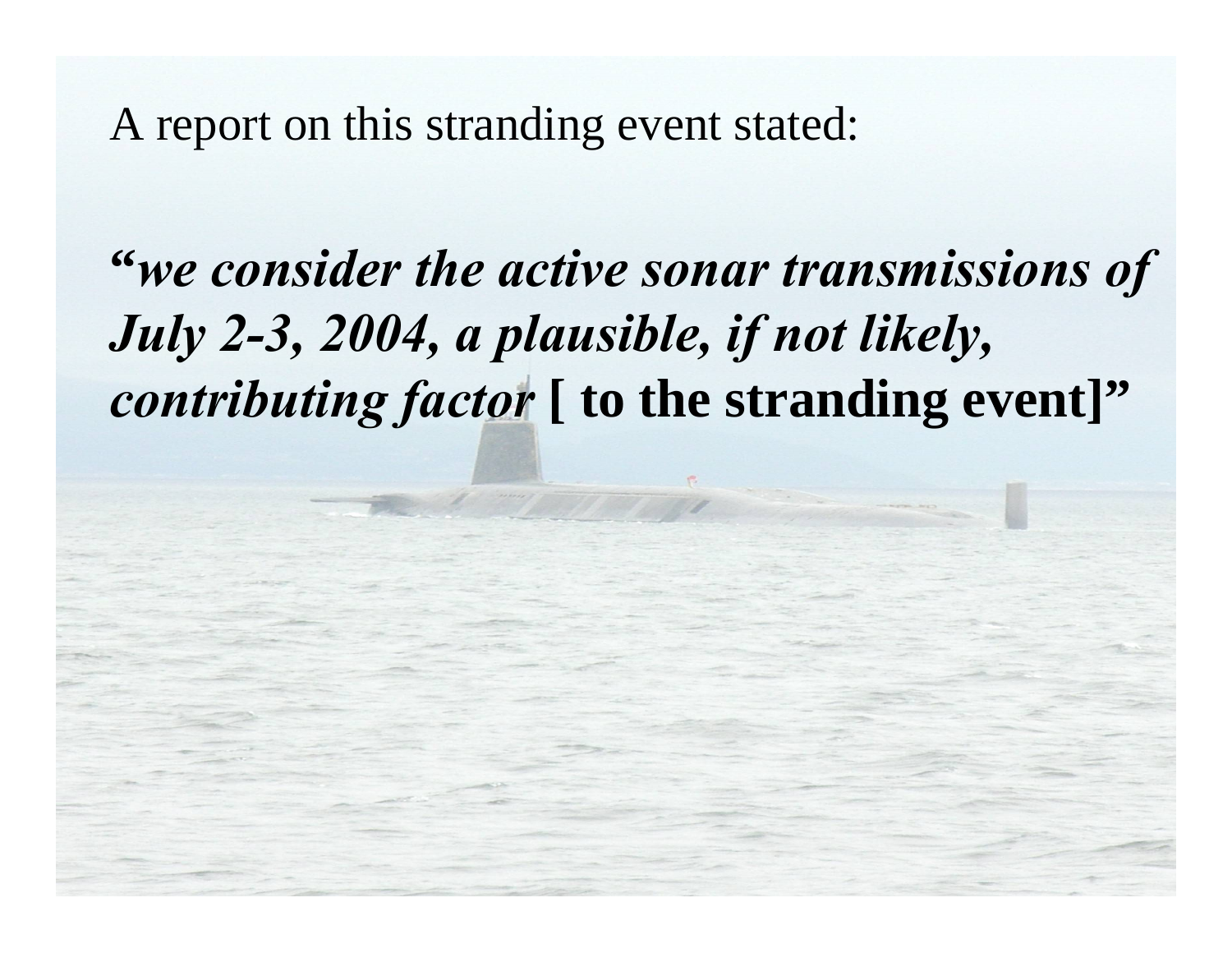A report on this stranding event stated:

***"we consider the active sonar transmissions of July 2-3, 2004, a plausible, if not likely, contributing factor*** **[ to the stranding event]"**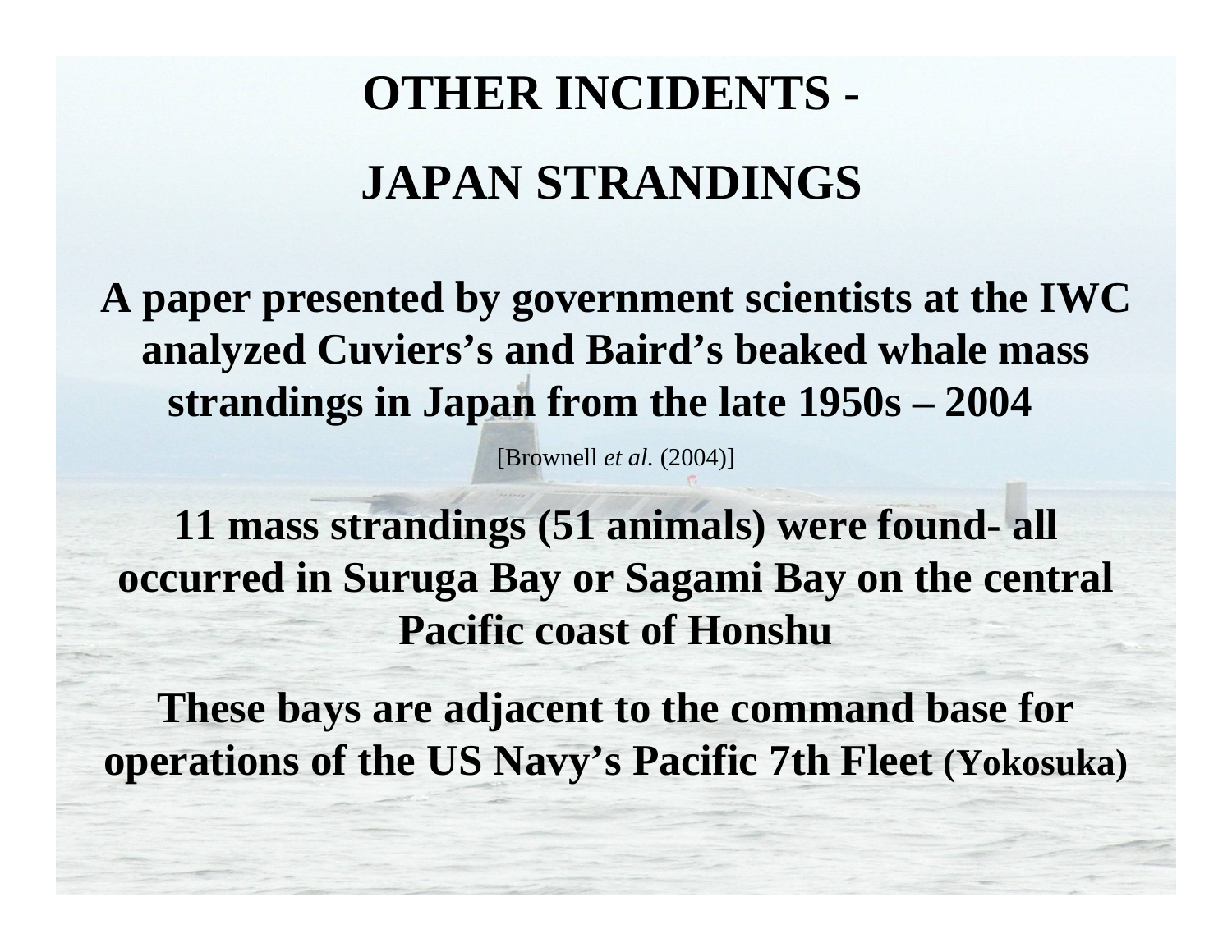# OTHER INCIDENTS -

# JAPAN STRANDINGS

**A paper presented by government scientists at the IWC analyzed Cuviers's and Baird's beaked whale mass strandings in Japan from the late 1950s – 2004**

[Brownell *et al.* (2004)]

**11 mass strandings (51 animals) were found- all occurred in Suruga Bay or Sagami Bay on the central Pacific coast of Honshu**

**These bays are adjacent to the command base for operations of the US Navy's Pacific 7th Fleet (Yokosuka)**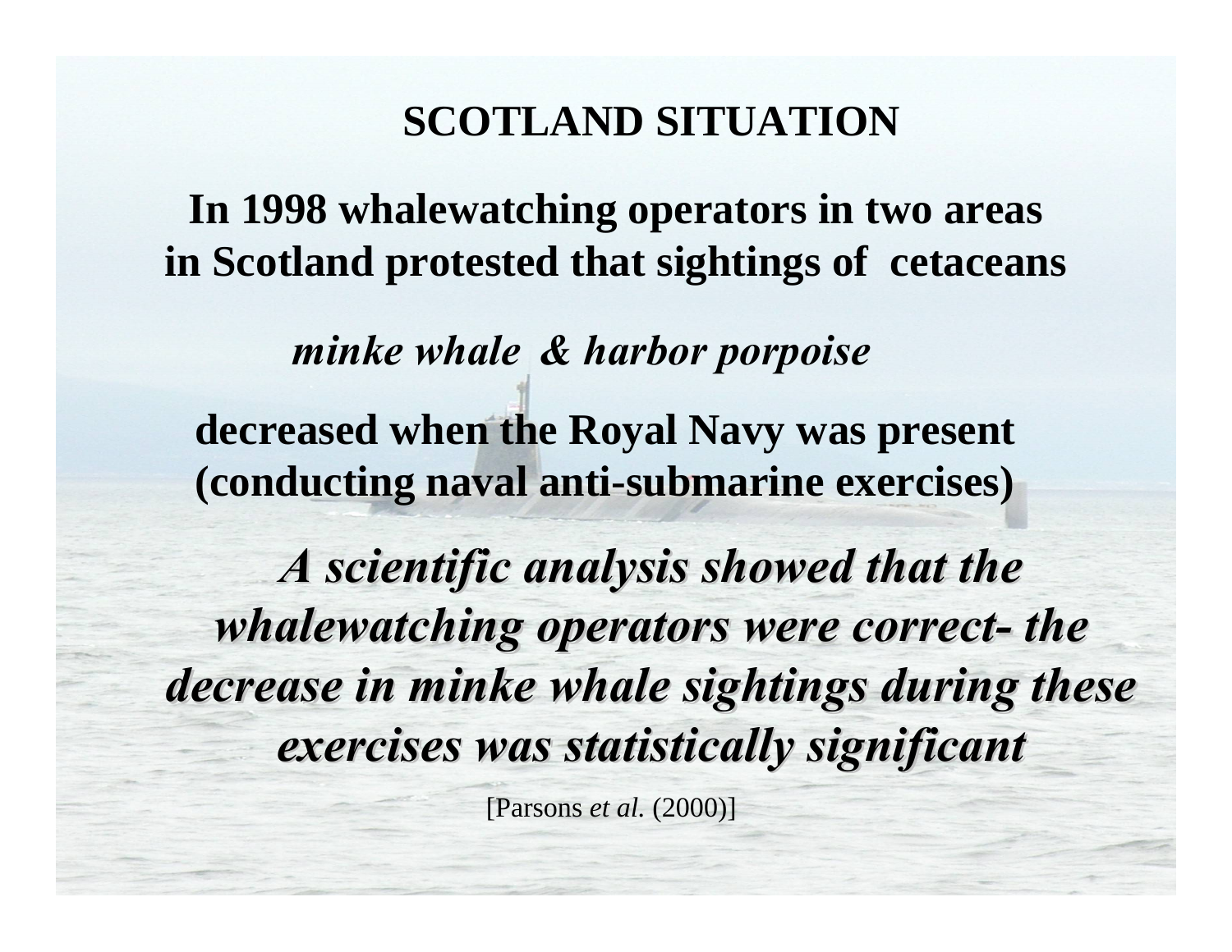# SCOTLAND SITUATION

**In 1998 whalewatching operators in two areas in Scotland protested that sightings of cetaceans**

***minke whale & harbor porpoise***

**decreased when the Royal Navy was present (conducting naval anti-submarine exercises)**

***A scientific analysis showed that the whalewatching operators were correct- the decrease in minke whale sightings during these exercises was statistically significant***

[Parsons *et al.* (2000)]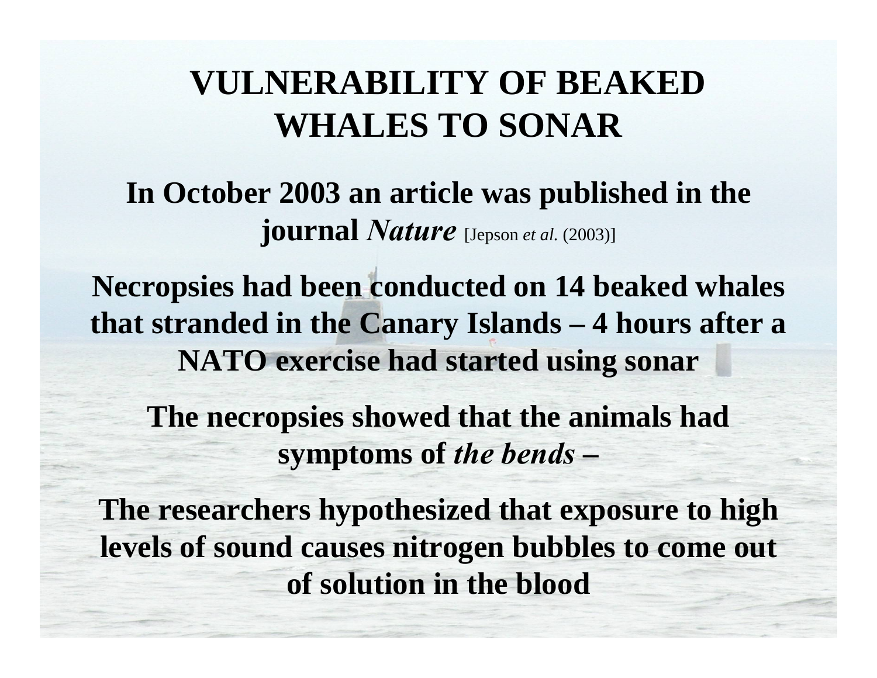# VULNERABILITY OF BEAKED WHALES TO SONAR

**In October 2003 an article was published in the journal *Nature*** [Jepson *et al.* (2003)]

**Necropsies had been conducted on 14 beaked whales that stranded in the Canary Islands – 4 hours after a NATO exercise had started using sonar**

**The necropsies showed that the animals had symptoms of *the bends* –**

**The researchers hypothesized that exposure to high levels of sound causes nitrogen bubbles to come out of solution in the blood**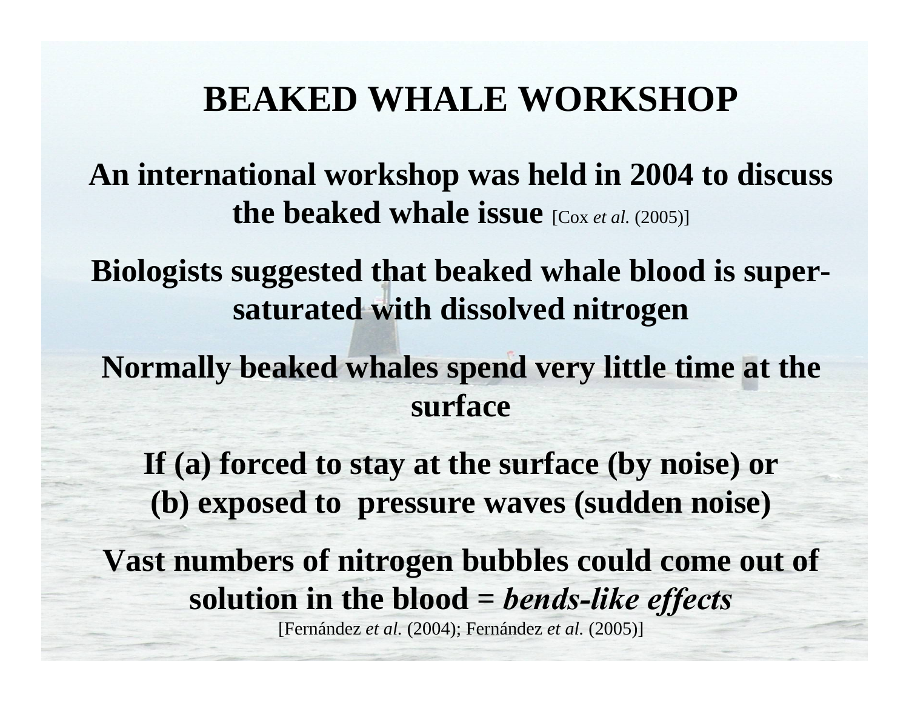# BEAKED WHALE WORKSHOP

**An international workshop was held in 2004 to discuss the beaked whale issue** [Cox *et al.* (2005)]

**Biologists suggested that beaked whale blood is super-saturated with dissolved nitrogen**

**Normally beaked whales spend very little time at the surface**

**If (a) forced to stay at the surface (by noise) or (b) exposed to pressure waves (sudden noise)**

**Vast numbers of nitrogen bubbles could come out of solution in the blood = *bends-like effects***

[Fernández *et al.* (2004); Fernández *et al.* (2005)]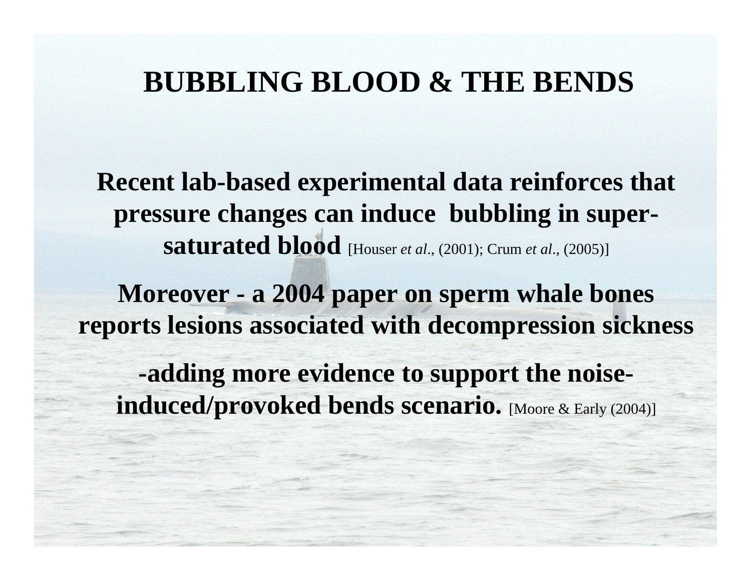# BUBBLING BLOOD & THE BENDS

**Recent lab-based experimental data reinforces that pressure changes can induce bubbling in super-saturated blood** [Houser *et al*., (2001); Crum *et al*., (2005)]

**Moreover - a 2004 paper on sperm whale bones reports lesions associated with decompression sickness**

**-adding more evidence to support the noise-induced/provoked bends scenario.** [Moore & Early (2004)]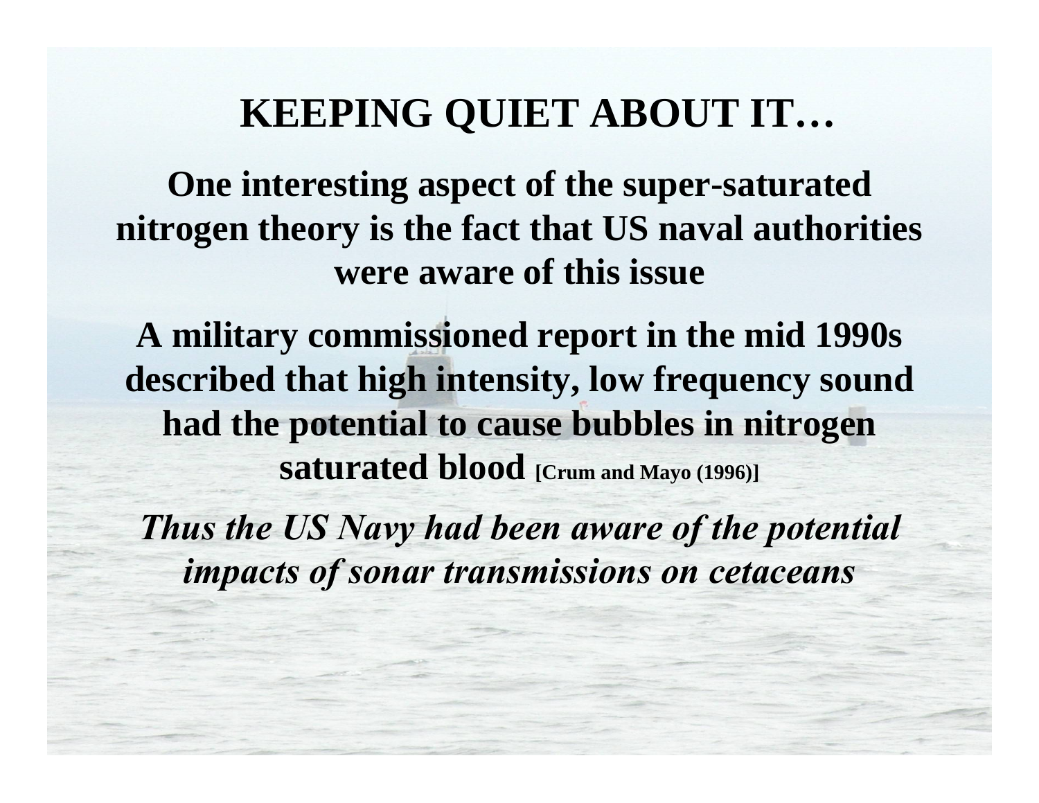# KEEPING QUIET ABOUT IT…

**One interesting aspect of the super-saturated nitrogen theory is the fact that US naval authorities were aware of this issue**

**A military commissioned report in the mid 1990s described that high intensity, low frequency sound had the potential to cause bubbles in nitrogen saturated blood** **[Crum and Mayo (1996)]**

***Thus the US Navy had been aware of the potential impacts of sonar transmissions on cetaceans***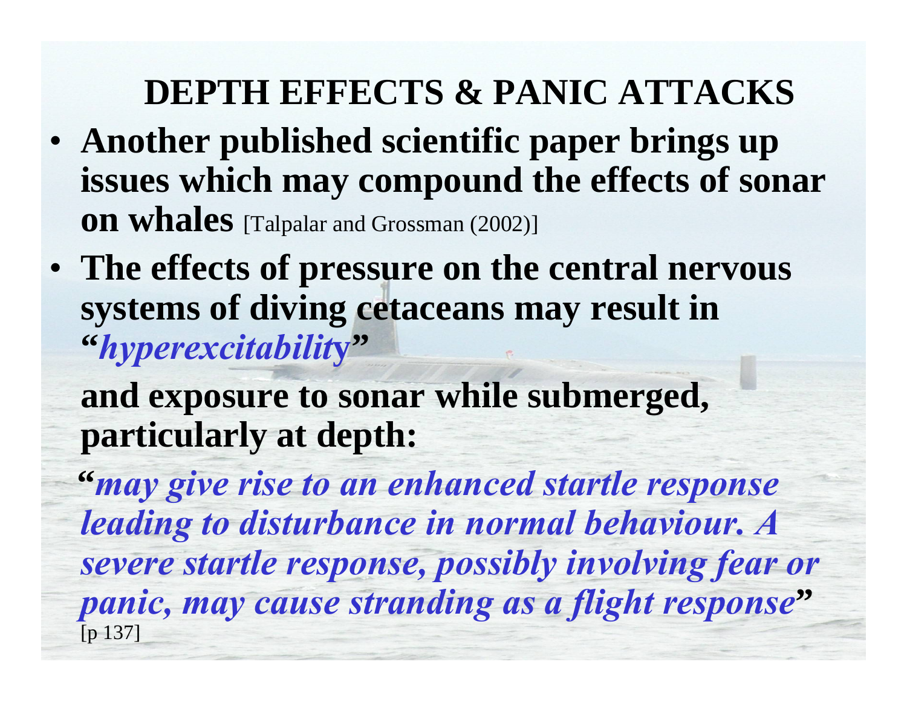# DEPTH EFFECTS & PANIC ATTACKS

- **Another published scientific paper brings up issues which may compound the effects of sonar on whales** [Talpalar and Grossman (2002)]
- **The effects of pressure on the central nervous systems of diving cetaceans may result in "*hyperexcitability*"**

  **and exposure to sonar while submerged, particularly at depth:**

  **"*may give rise to an enhanced startle response leading to disturbance in normal behaviour. A severe startle response, possibly involving fear or panic, may cause stranding as a flight response*"** [p 137]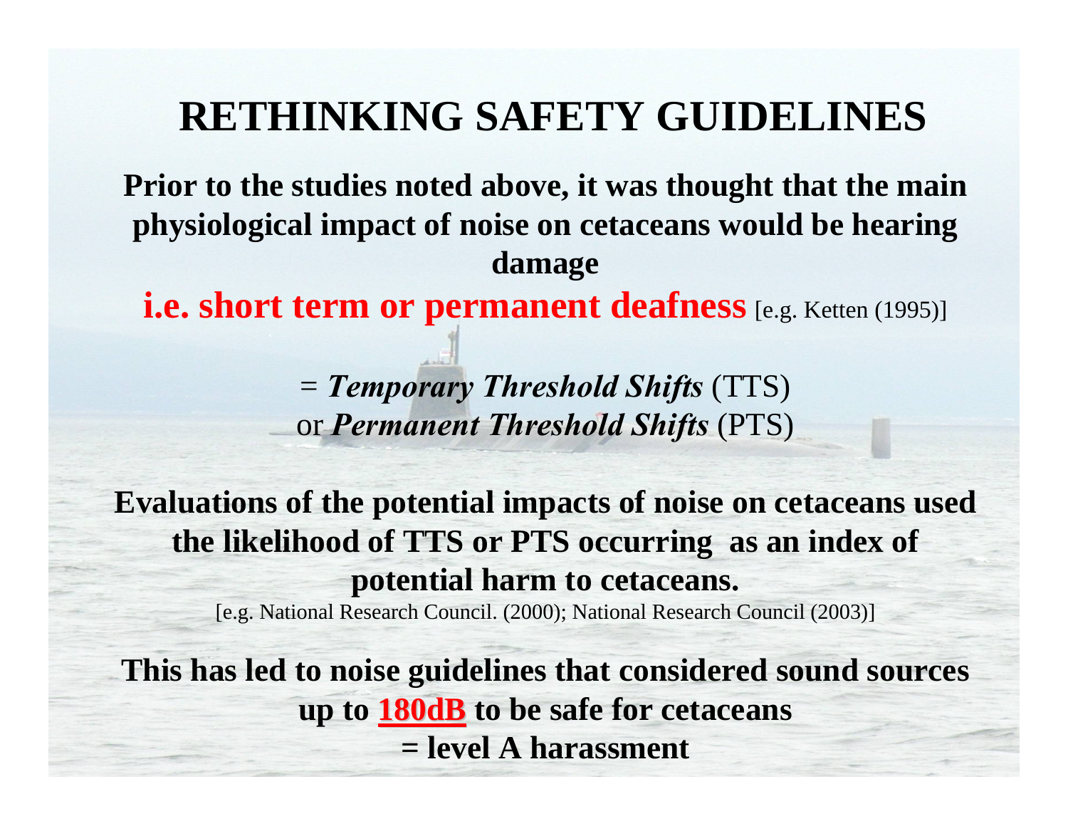# RETHINKING SAFETY GUIDELINES

**Prior to the studies noted above, it was thought that the main physiological impact of noise on cetaceans would be hearing damage**

**i.e. short term or permanent deafness** [e.g. Ketten (1995)]

= ***Temporary Threshold Shifts*** (TTS)
or ***Permanent Threshold Shifts*** (PTS)

**Evaluations of the potential impacts of noise on cetaceans used the likelihood of TTS or PTS occurring as an index of potential harm to cetaceans.**

[e.g. National Research Council. (2000); National Research Council (2003)]

**This has led to noise guidelines that considered sound sources up to 180dB to be safe for cetaceans**
**= level A harassment**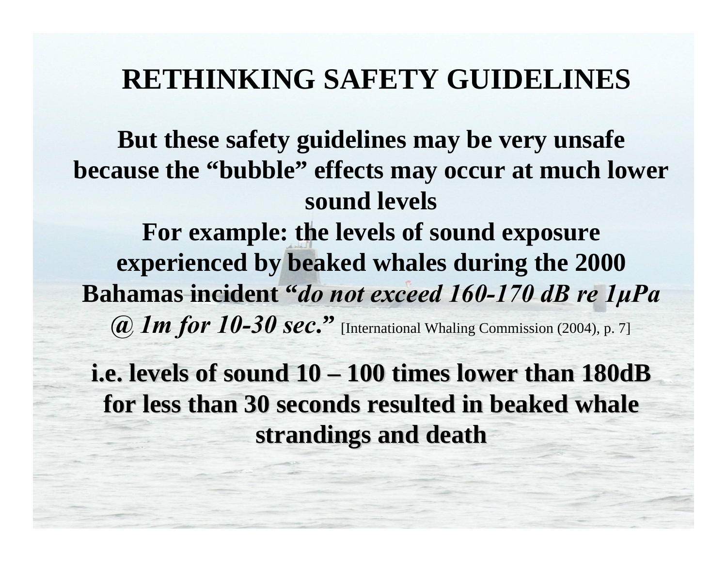# RETHINKING SAFETY GUIDELINES

**But these safety guidelines may be very unsafe because the "bubble" effects may occur at much lower sound levels**

**For example: the levels of sound exposure experienced by beaked whales during the 2000 Bahamas incident *"do not exceed 160-170 dB re 1μPa @ 1m for 10-30 sec."*** [International Whaling Commission (2004), p. 7]

**i.e. levels of sound 10 – 100 times lower than 180dB for less than 30 seconds resulted in beaked whale strandings and death**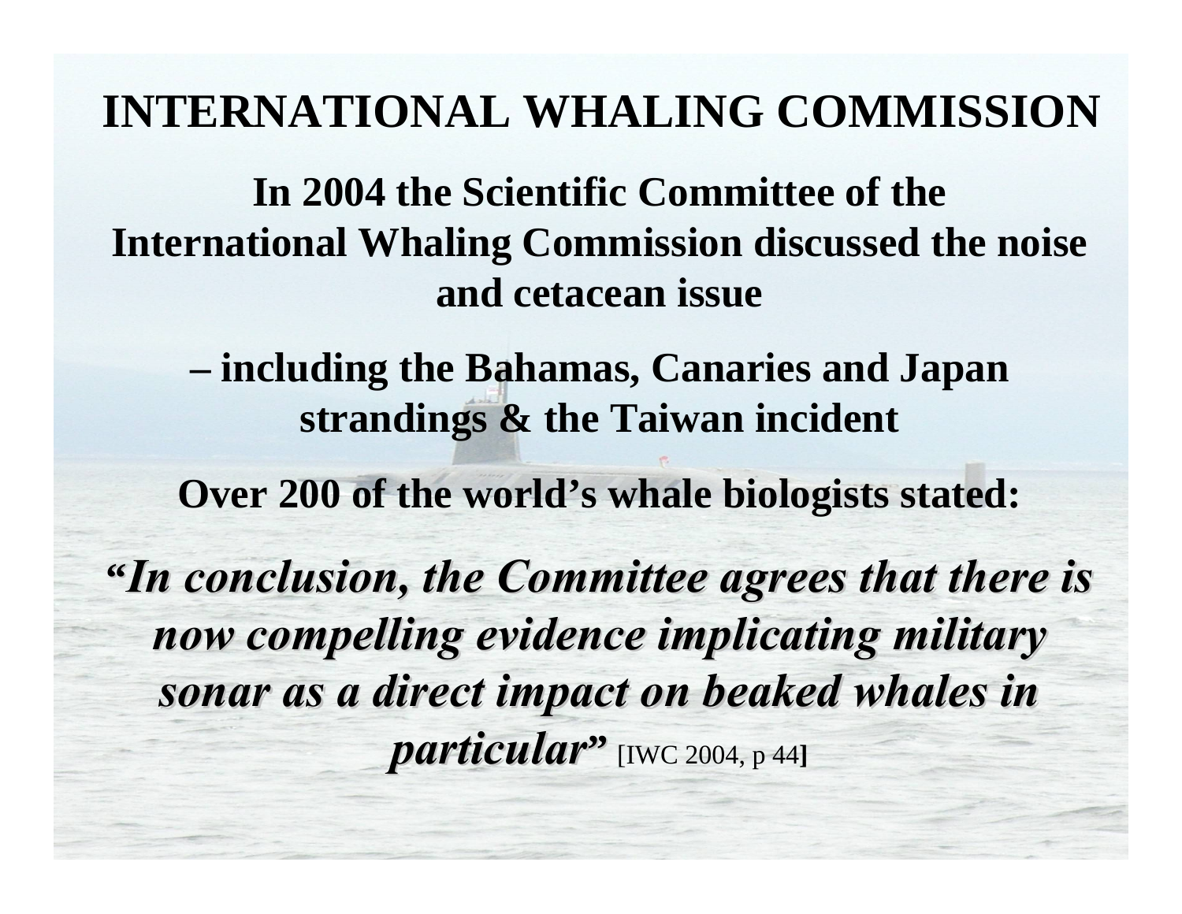# INTERNATIONAL WHALING COMMISSION

**In 2004 the Scientific Committee of the International Whaling Commission discussed the noise and cetacean issue**

**– including the Bahamas, Canaries and Japan strandings & the Taiwan incident**

**Over 200 of the world's whale biologists stated:**

***"In conclusion, the Committee agrees that there is now compelling evidence implicating military sonar as a direct impact on beaked whales in particular"*** [IWC 2004, p 44]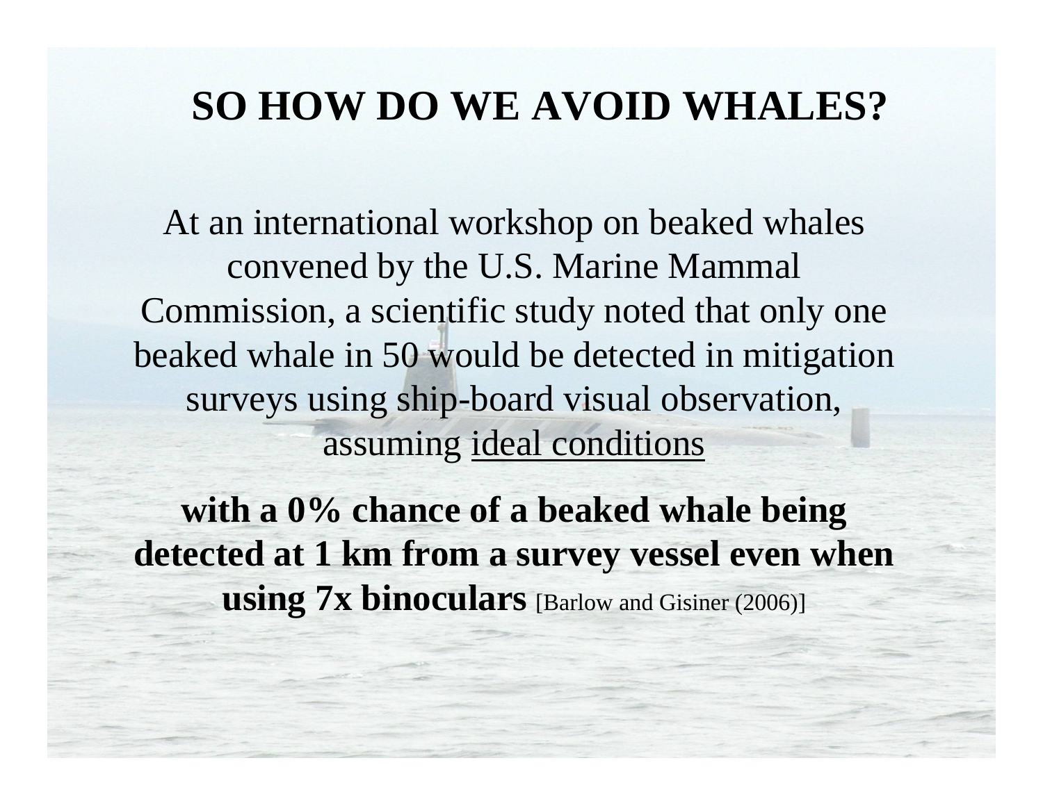# SO HOW DO WE AVOID WHALES?

At an international workshop on beaked whales convened by the U.S. Marine Mammal Commission, a scientific study noted that only one beaked whale in 50 would be detected in mitigation surveys using ship-board visual observation, assuming <u>ideal conditions</u>

**with a 0% chance of a beaked whale being detected at 1 km from a survey vessel even when using 7x binoculars** [Barlow and Gisiner (2006)]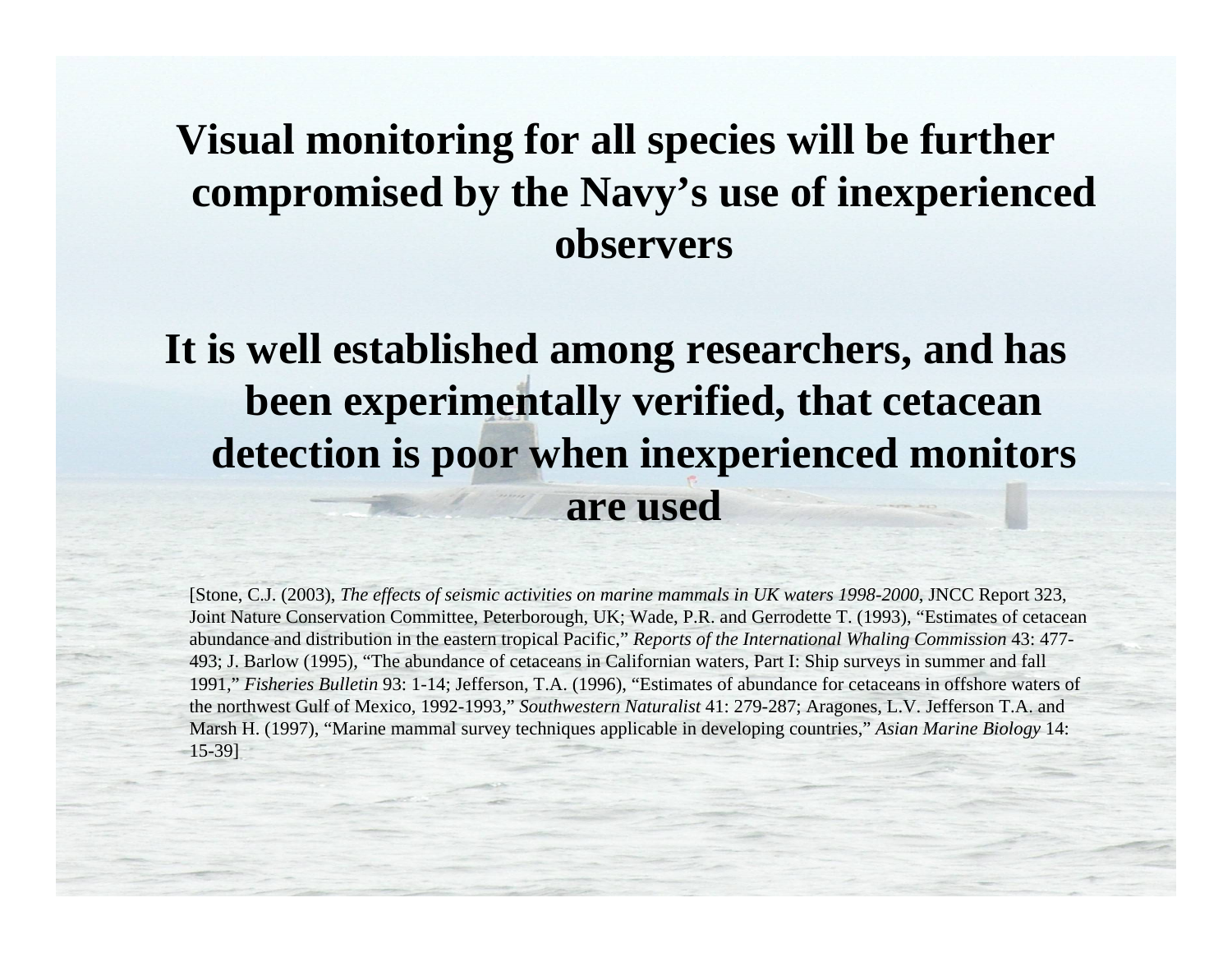# Visual monitoring for all species will be further compromised by the Navy's use of inexperienced observers

# It is well established among researchers, and has been experimentally verified, that cetacean detection is poor when inexperienced monitors are used

[Stone, C.J. (2003), *The effects of seismic activities on marine mammals in UK waters 1998-2000*, JNCC Report 323, Joint Nature Conservation Committee, Peterborough, UK; Wade, P.R. and Gerrodette T. (1993), "Estimates of cetacean abundance and distribution in the eastern tropical Pacific," *Reports of the International Whaling Commission* 43: 477-493; J. Barlow (1995), "The abundance of cetaceans in Californian waters, Part I: Ship surveys in summer and fall 1991," *Fisheries Bulletin* 93: 1-14; Jefferson, T.A. (1996), "Estimates of abundance for cetaceans in offshore waters of the northwest Gulf of Mexico, 1992-1993," *Southwestern Naturalist* 41: 279-287; Aragones, L.V. Jefferson T.A. and Marsh H. (1997), "Marine mammal survey techniques applicable in developing countries," *Asian Marine Biology* 14: 15-39]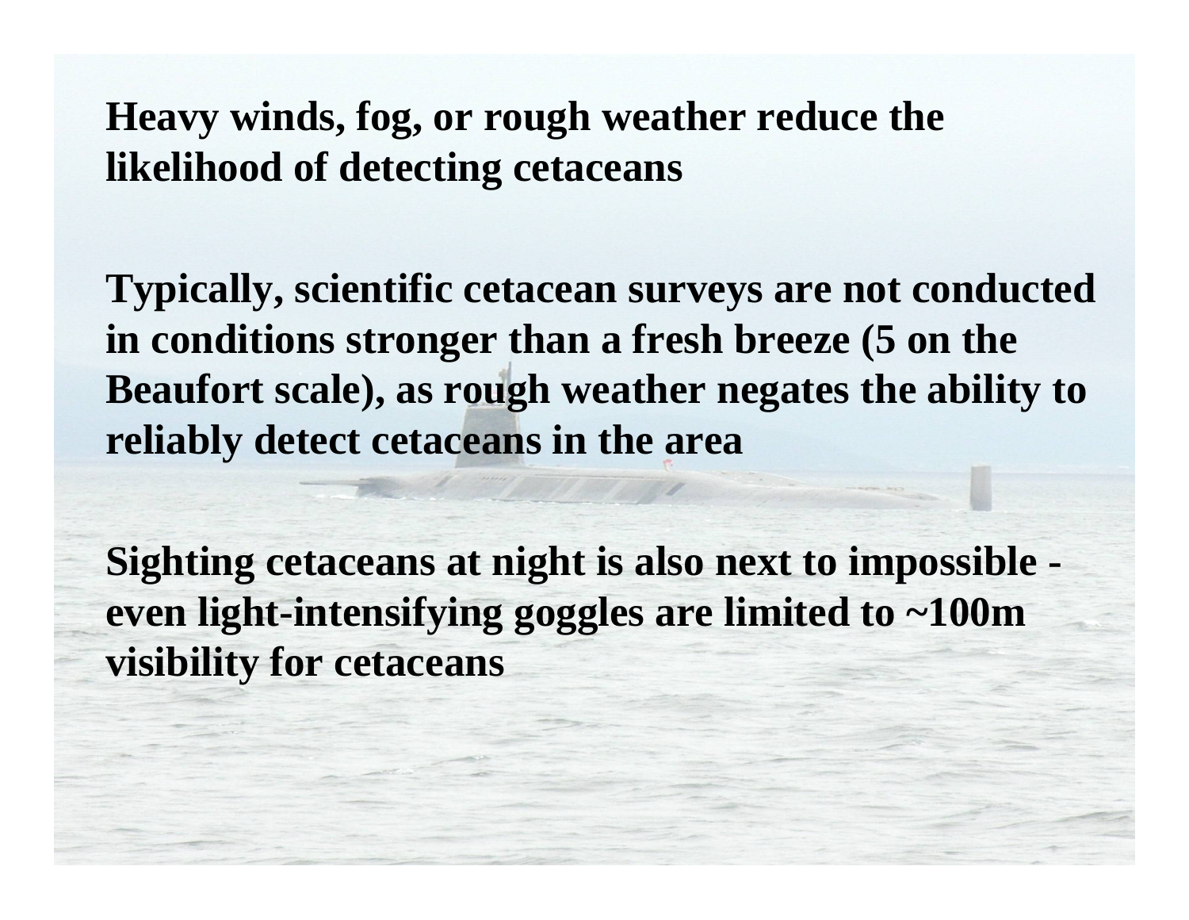**Heavy winds, fog, or rough weather reduce the likelihood of detecting cetaceans**

**Typically, scientific cetacean surveys are not conducted in conditions stronger than a fresh breeze (5 on the Beaufort scale), as rough weather negates the ability to reliably detect cetaceans in the area**

**Sighting cetaceans at night is also next to impossible - even light-intensifying goggles are limited to ~100m visibility for cetaceans**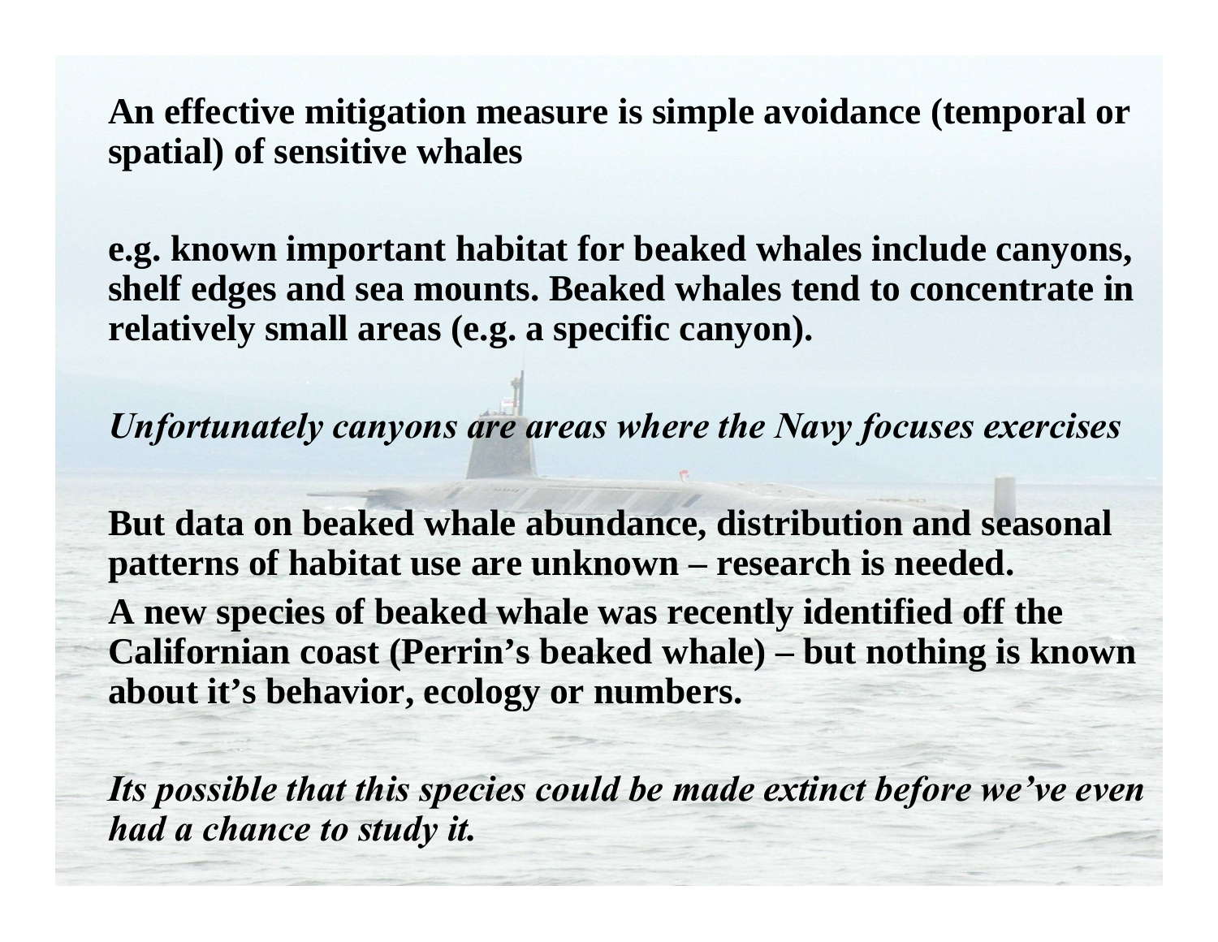**An effective mitigation measure is simple avoidance (temporal or spatial) of sensitive whales**

**e.g. known important habitat for beaked whales include canyons, shelf edges and sea mounts. Beaked whales tend to concentrate in relatively small areas (e.g. a specific canyon).**

***Unfortunately canyons are areas where the Navy focuses exercises***

**But data on beaked whale abundance, distribution and seasonal patterns of habitat use are unknown – research is needed.**

**A new species of beaked whale was recently identified off the Californian coast (Perrin's beaked whale) – but nothing is known about it's behavior, ecology or numbers.**

***Its possible that this species could be made extinct before we've even had a chance to study it.***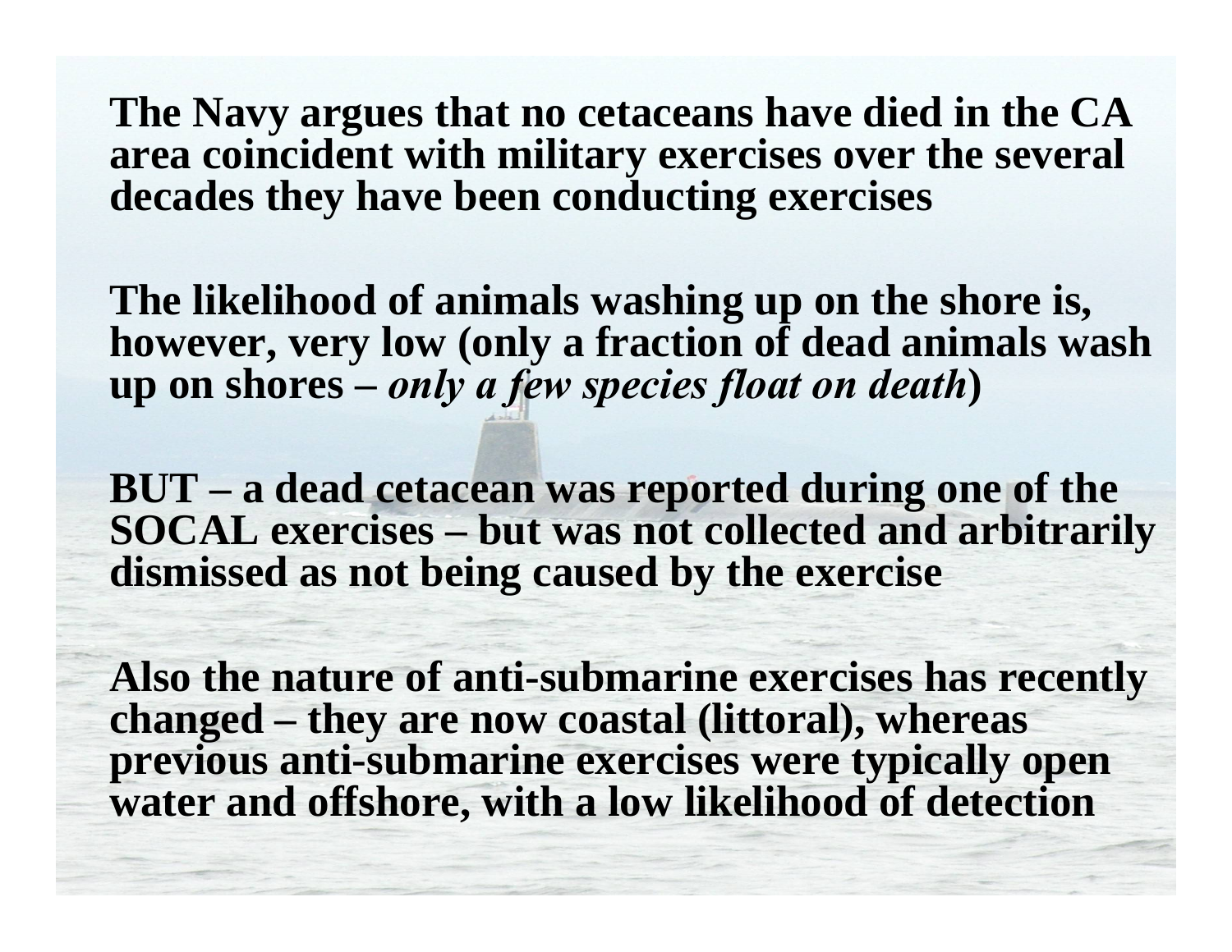**The Navy argues that no cetaceans have died in the CA area coincident with military exercises over the several decades they have been conducting exercises**

**The likelihood of animals washing up on the shore is, however, very low (only a fraction of dead animals wash up on shores – *only a few species float on death*)**

**BUT – a dead cetacean was reported during one of the SOCAL exercises – but was not collected and arbitrarily dismissed as not being caused by the exercise**

**Also the nature of anti-submarine exercises has recently changed – they are now coastal (littoral), whereas previous anti-submarine exercises were typically open water and offshore, with a low likelihood of detection**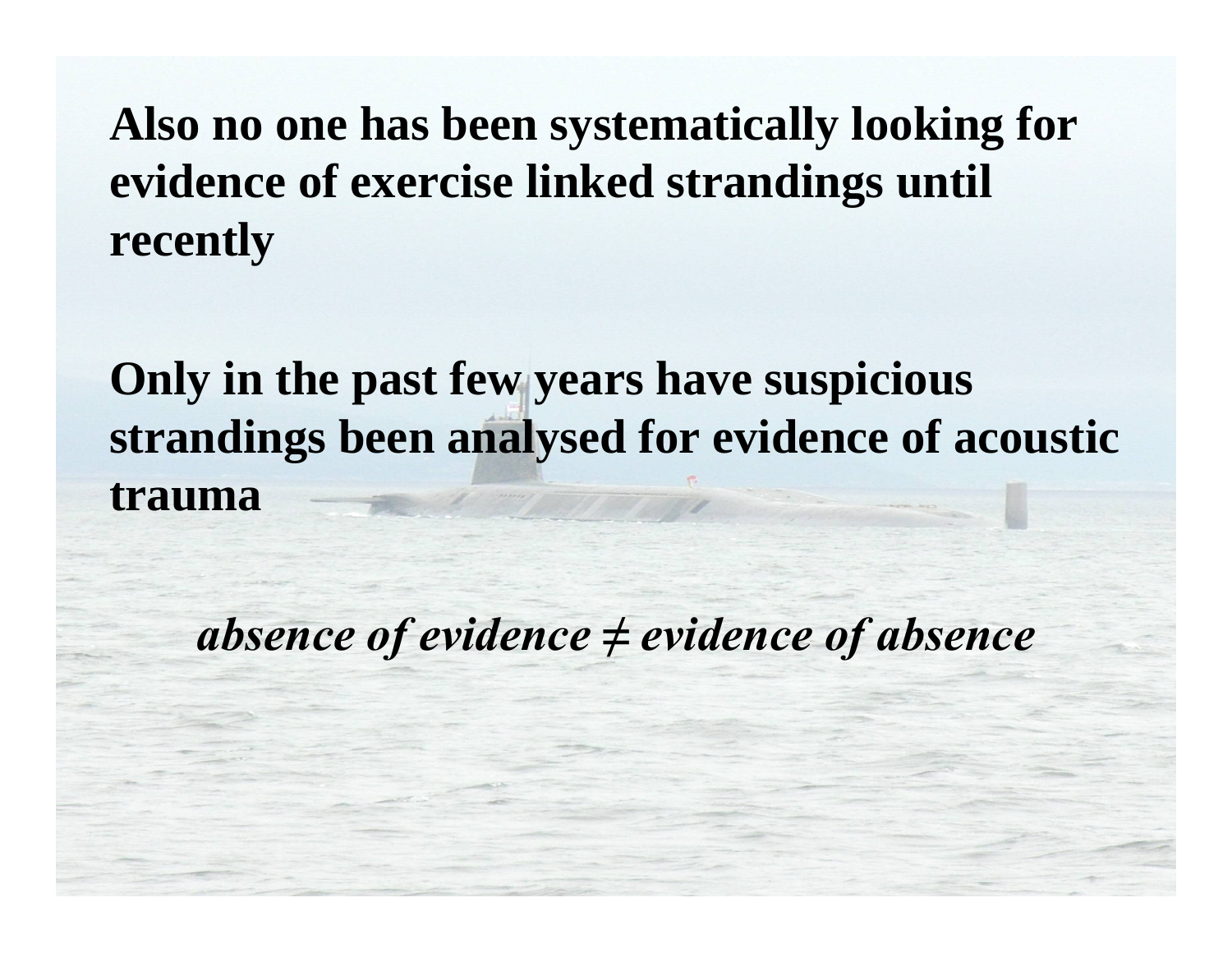**Also no one has been systematically looking for evidence of exercise linked strandings until recently**

**Only in the past few years have suspicious strandings been analysed for evidence of acoustic trauma**

***absence of evidence ≠ evidence of absence***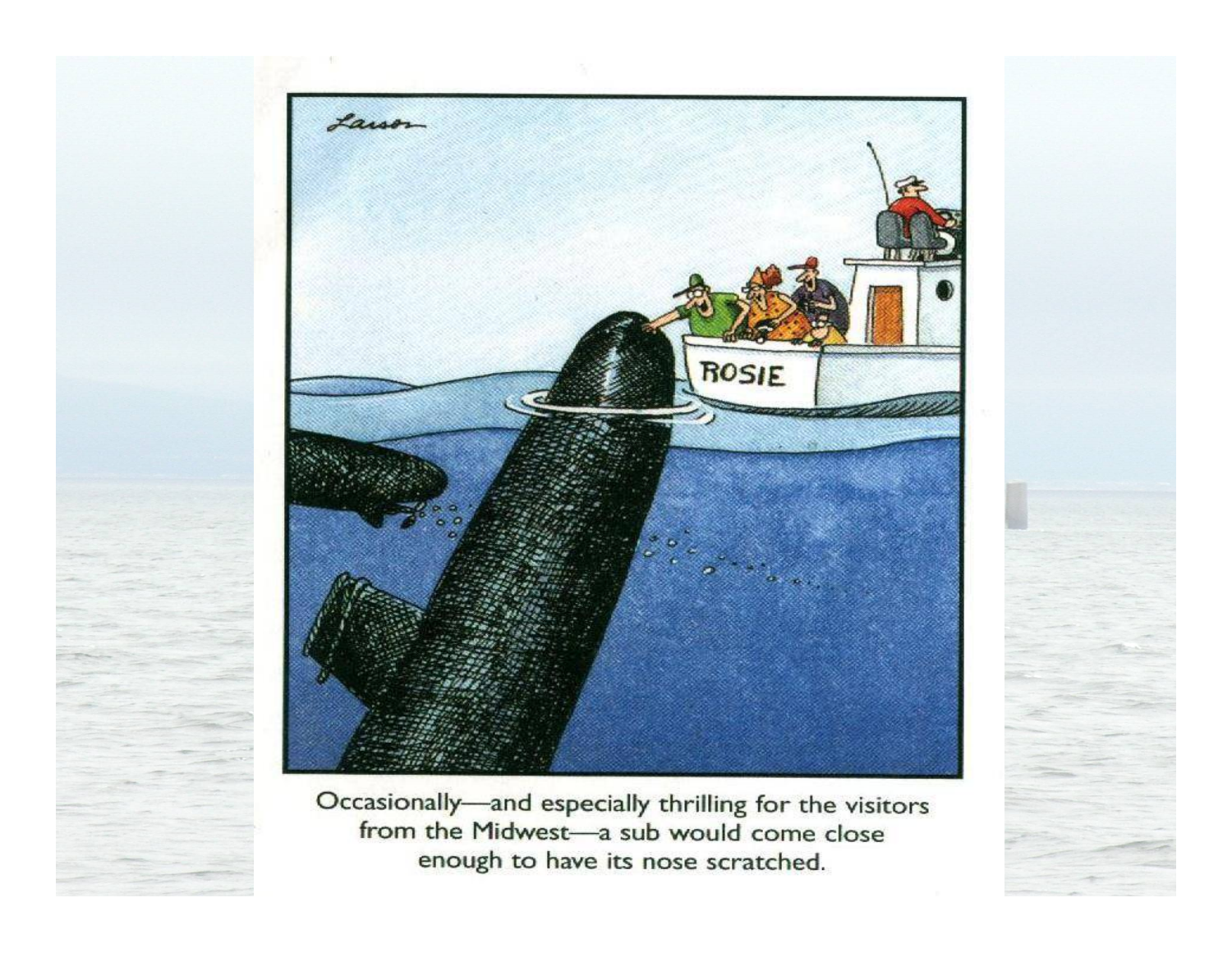Occasionally—and especially thrilling for the visitors from the Midwest—a sub would come close enough to have its nose scratched.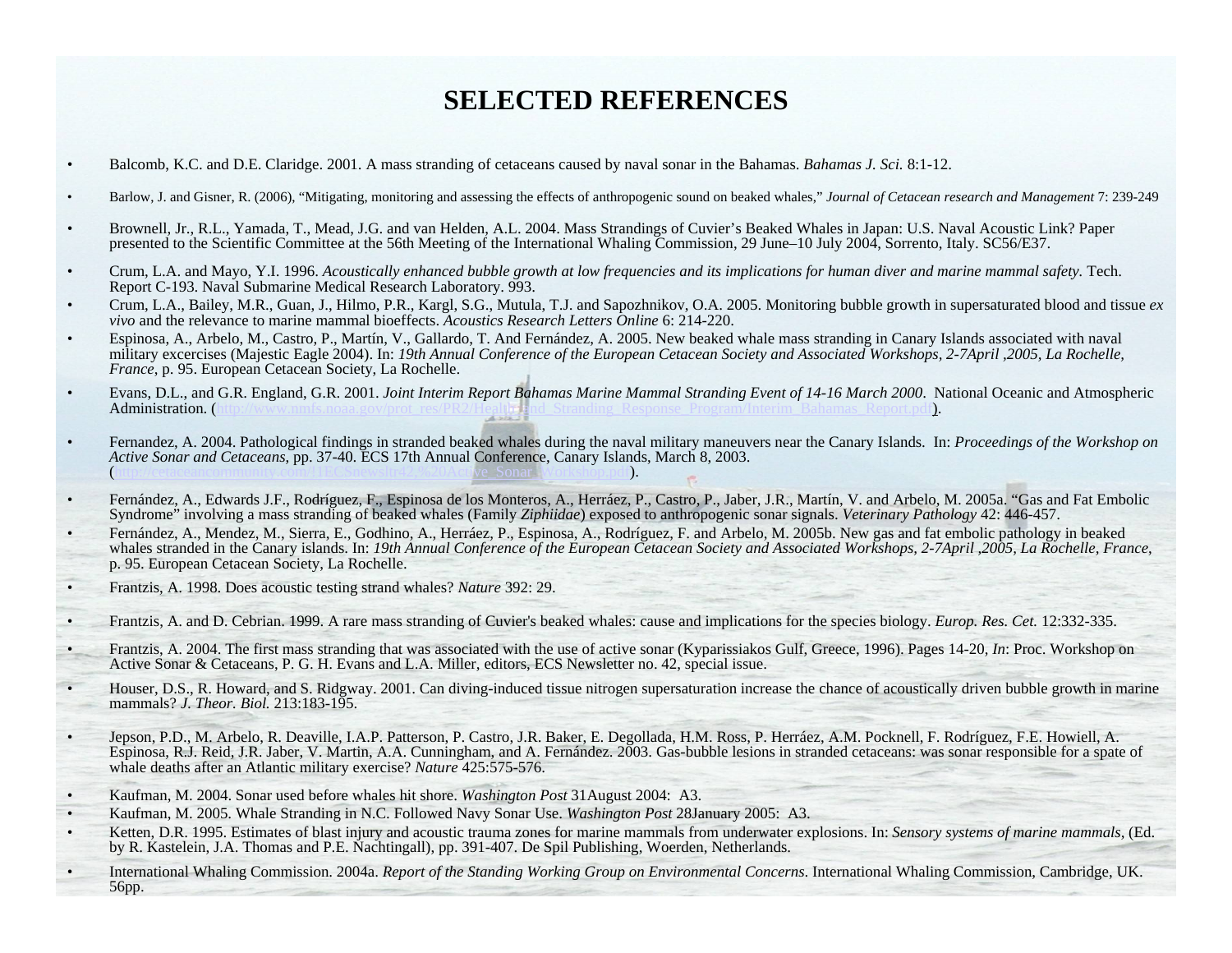# SELECTED REFERENCES

- Balcomb, K.C. and D.E. Claridge. 2001. A mass stranding of cetaceans caused by naval sonar in the Bahamas. *Bahamas J. Sci.* 8:1-12.
- Barlow, J. and Gisner, R. (2006), "Mitigating, monitoring and assessing the effects of anthropogenic sound on beaked whales," *Journal of Cetacean research and Management* 7: 239-249
- Brownell, Jr., R.L., Yamada, T., Mead, J.G. and van Helden, A.L. 2004. Mass Strandings of Cuvier's Beaked Whales in Japan: U.S. Naval Acoustic Link? Paper presented to the Scientific Committee at the 56th Meeting of the International Whaling Commission, 29 June–10 July 2004, Sorrento, Italy. SC56/E37.
- Crum, L.A. and Mayo, Y.I. 1996. *Acoustically enhanced bubble growth at low frequencies and its implications for human diver and marine mammal safety.* Tech. Report C-193. Naval Submarine Medical Research Laboratory. 993.
- Crum, L.A., Bailey, M.R., Guan, J., Hilmo, P.R., Kargl, S.G., Mutula, T.J. and Sapozhnikov, O.A. 2005. Monitoring bubble growth in supersaturated blood and tissue *ex vivo* and the relevance to marine mammal bioeffects. *Acoustics Research Letters Online* 6: 214-220.
- Espinosa, A., Arbelo, M., Castro, P., Martín, V., Gallardo, T. And Fernández, A. 2005. New beaked whale mass stranding in Canary Islands associated with naval military excercises (Majestic Eagle 2004). In: *19th Annual Conference of the European Cetacean Society and Associated Workshops, 2-7April ,2005, La Rochelle, France*, p. 95. European Cetacean Society, La Rochelle.
- Evans, D.L., and G.R. England, G.R. 2001. *Joint Interim Report Bahamas Marine Mammal Stranding Event of 14-16 March 2000*. National Oceanic and Atmospheric Administration. (http://www.nmfs.noaa.gov/prot_res/PR2/Health_and_Stranding_Response_Program/Interim_Bahamas_Report.pdf).
- Fernandez, A. 2004. Pathological findings in stranded beaked whales during the naval military maneuvers near the Canary Islands. In: *Proceedings of the Workshop on Active Sonar and Cetaceans*, pp. 37-40. ECS 17th Annual Conference, Canary Islands, March 8, 2003. (http://cetaceancommunity.com/ECSnewsltr42%20Active_Sonar_Workshop.pdf).
- Fernández, A., Edwards J.F., Rodríguez, F., Espinosa de los Monteros, A., Herráez, P., Castro, P., Jaber, J.R., Martín, V. and Arbelo, M. 2005a. "Gas and Fat Embolic Syndrome" involving a mass stranding of beaked whales (Family *Ziphiidae*) exposed to anthropogenic sonar signals. *Veterinary Pathology* 42: 446-457.
- Fernández, A., Mendez, M., Sierra, E., Godhino, A., Herráez, P., Espinosa, A., Rodríguez, F. and Arbelo, M. 2005b. New gas and fat embolic pathology in beaked whales stranded in the Canary islands. In: *19th Annual Conference of the European Cetacean Society and Associated Workshops, 2-7April ,2005, La Rochelle, France*, p. 95. European Cetacean Society, La Rochelle.
- Frantzis, A. 1998. Does acoustic testing strand whales? *Nature* 392: 29.
- Frantzis, A. and D. Cebrian. 1999. A rare mass stranding of Cuvier's beaked whales: cause and implications for the species biology. *Europ. Res. Cet.* 12:332-335.
- Frantzis, A. 2004. The first mass stranding that was associated with the use of active sonar (Kyparissiakos Gulf, Greece, 1996). Pages 14-20, *In*: Proc. Workshop on Active Sonar & Cetaceans, P. G. H. Evans and L.A. Miller, editors, ECS Newsletter no. 42, special issue.
- Houser, D.S., R. Howard, and S. Ridgway. 2001. Can diving-induced tissue nitrogen supersaturation increase the chance of acoustically driven bubble growth in marine mammals? *J. Theor. Biol.* 213:183-195.
- Jepson, P.D., M. Arbelo, R. Deaville, I.A.P. Patterson, P. Castro, J.R. Baker, E. Degollada, H.M. Ross, P. Herráez, A.M. Pocknell, F. Rodríguez, F.E. Howiell, A. Espinosa, R.J. Reid, J.R. Jaber, V. Martin, A.A. Cunningham, and A. Fernández. 2003. Gas-bubble lesions in stranded cetaceans: was sonar responsible for a spate of whale deaths after an Atlantic military exercise? *Nature* 425:575-576.
- Kaufman, M. 2004. Sonar used before whales hit shore. *Washington Post* 31August 2004: A3.
- Kaufman, M. 2005. Whale Stranding in N.C. Followed Navy Sonar Use. *Washington Post* 28January 2005: A3.
- Ketten, D.R. 1995. Estimates of blast injury and acoustic trauma zones for marine mammals from underwater explosions. In: *Sensory systems of marine mammals*, (Ed. by R. Kastelein, J.A. Thomas and P.E. Nachtingall), pp. 391-407. De Spil Publishing, Woerden, Netherlands.
- International Whaling Commission. 2004a. *Report of the Standing Working Group on Environmental Concerns*. International Whaling Commission, Cambridge, UK. 56pp.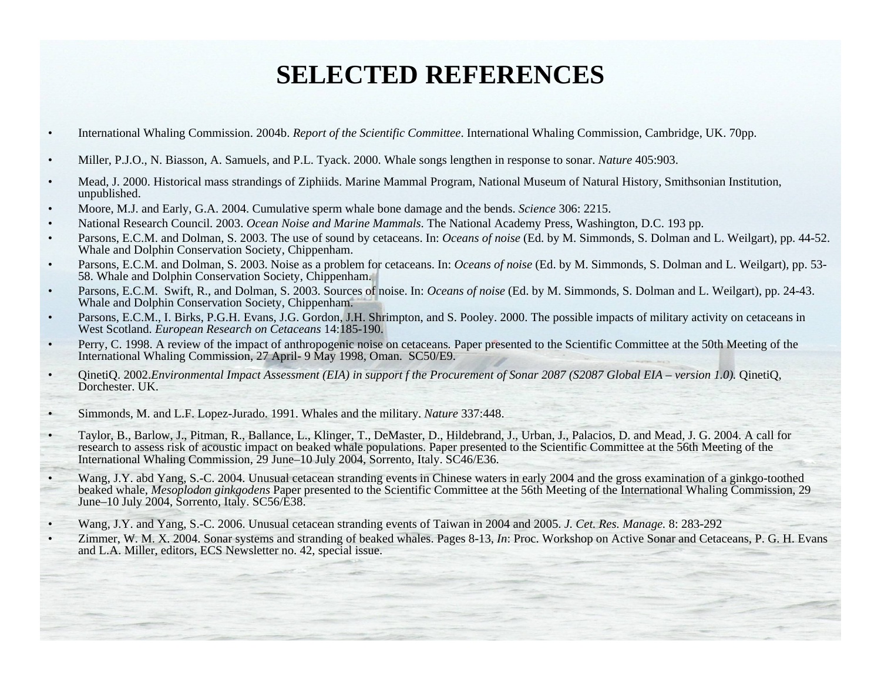# SELECTED REFERENCES

- International Whaling Commission. 2004b. *Report of the Scientific Committee*. International Whaling Commission, Cambridge, UK. 70pp.
- Miller, P.J.O., N. Biasson, A. Samuels, and P.L. Tyack. 2000. Whale songs lengthen in response to sonar. *Nature* 405:903.
- Mead, J. 2000. Historical mass strandings of Ziphiids. Marine Mammal Program, National Museum of Natural History, Smithsonian Institution, unpublished.
- Moore, M.J. and Early, G.A. 2004. Cumulative sperm whale bone damage and the bends. *Science* 306: 2215.
- National Research Council. 2003. *Ocean Noise and Marine Mammals*. The National Academy Press, Washington, D.C. 193 pp.
- Parsons, E.C.M. and Dolman, S. 2003. The use of sound by cetaceans. In: *Oceans of noise* (Ed. by M. Simmonds, S. Dolman and L. Weilgart), pp. 44-52. Whale and Dolphin Conservation Society, Chippenham.
- Parsons, E.C.M. and Dolman, S. 2003. Noise as a problem for cetaceans. In: *Oceans of noise* (Ed. by M. Simmonds, S. Dolman and L. Weilgart), pp. 53-58. Whale and Dolphin Conservation Society, Chippenham.
- Parsons, E.C.M. Swift, R., and Dolman, S. 2003. Sources of noise. In: *Oceans of noise* (Ed. by M. Simmonds, S. Dolman and L. Weilgart), pp. 24-43. Whale and Dolphin Conservation Society, Chippenham.
- Parsons, E.C.M., I. Birks, P.G.H. Evans, J.G. Gordon, J.H. Shrimpton, and S. Pooley. 2000. The possible impacts of military activity on cetaceans in West Scotland. *European Research on Cetaceans* 14:185-190.
- Perry, C. 1998. A review of the impact of anthropogenic noise on cetaceans. Paper presented to the Scientific Committee at the 50th Meeting of the International Whaling Commission, 27 April- 9 May 1998, Oman. SC50/E9.
- QinetiQ. 2002.*Environmental Impact Assessment (EIA) in support f the Procurement of Sonar 2087 (S2087 Global EIA – version 1.0).* QinetiQ, Dorchester. UK.
- Simmonds, M. and L.F. Lopez-Jurado. 1991. Whales and the military. *Nature* 337:448.
- Taylor, B., Barlow, J., Pitman, R., Ballance, L., Klinger, T., DeMaster, D., Hildebrand, J., Urban, J., Palacios, D. and Mead, J. G. 2004. A call for research to assess risk of acoustic impact on beaked whale populations. Paper presented to the Scientific Committee at the 56th Meeting of the International Whaling Commission, 29 June–10 July 2004, Sorrento, Italy. SC46/E36.
- Wang, J.Y. abd Yang, S.-C. 2004. Unusual cetacean stranding events in Chinese waters in early 2004 and the gross examination of a ginkgo-toothed beaked whale, *Mesoplodon ginkgodens* Paper presented to the Scientific Committee at the 56th Meeting of the International Whaling Commission, 29 June–10 July 2004, Sorrento, Italy. SC56/E38.
- Wang, J.Y. and Yang, S.-C. 2006. Unusual cetacean stranding events of Taiwan in 2004 and 2005. *J. Cet. Res. Manage.* 8: 283-292
- Zimmer, W. M. X. 2004. Sonar systems and stranding of beaked whales. Pages 8-13, *In*: Proc. Workshop on Active Sonar and Cetaceans, P. G. H. Evans and L.A. Miller, editors, ECS Newsletter no. 42, special issue.